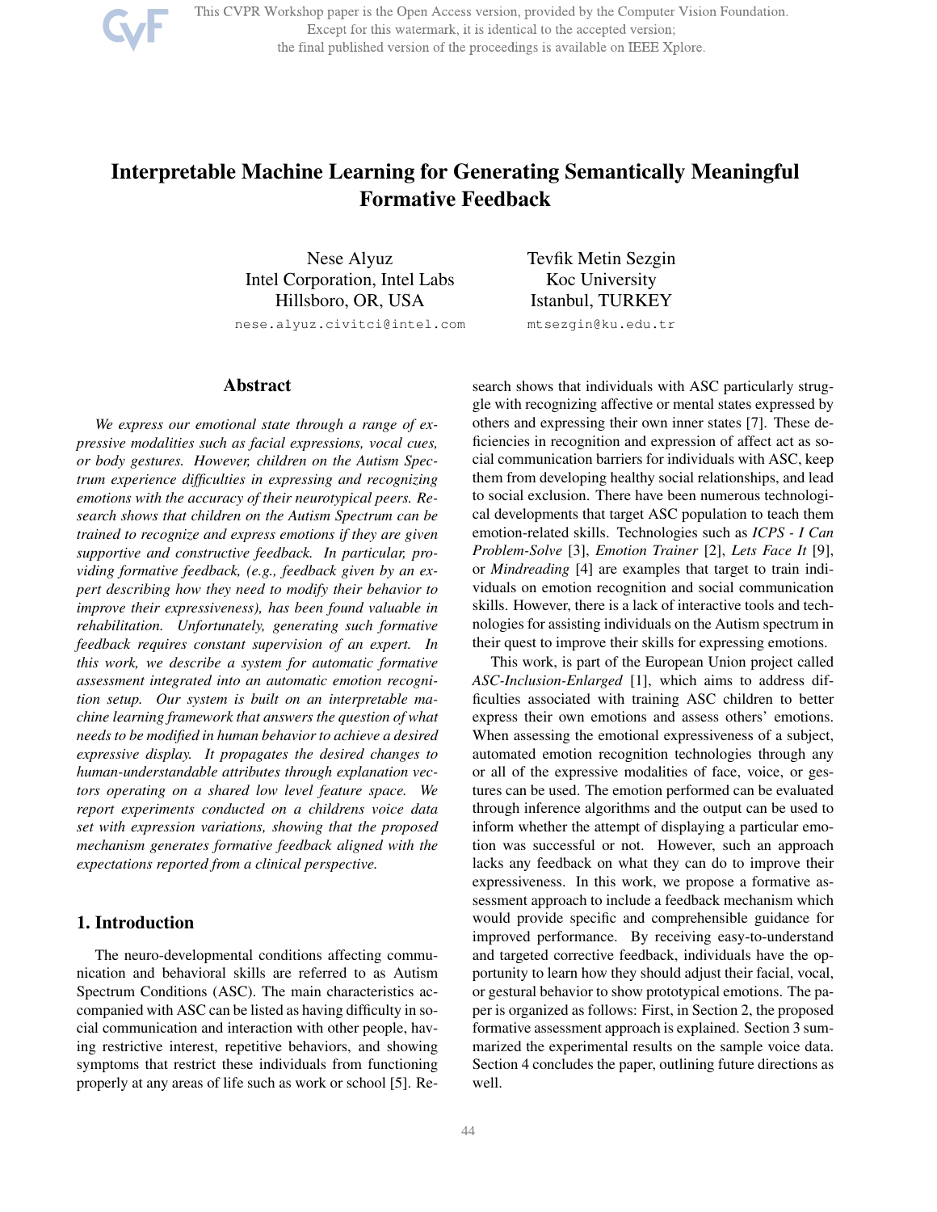# Interpretable Machine Learning for Generating Semantically Meaningful Formative Feedback

Nese Alyuz
Intel Corporation, Intel Labs
Hillsboro, OR, USA
nese.alyuz.civitci@intel.com

Tevfik Metin Sezgin
Koc University
Istanbul, TURKEY
mtsezgin@ku.edu.tr

## Abstract

*We express our emotional state through a range of expressive modalities such as facial expressions, vocal cues, or body gestures. However, children on the Autism Spectrum experience difficulties in expressing and recognizing emotions with the accuracy of their neurotypical peers. Research shows that children on the Autism Spectrum can be trained to recognize and express emotions if they are given supportive and constructive feedback. In particular, providing formative feedback, (e.g., feedback given by an expert describing how they need to modify their behavior to improve their expressiveness), has been found valuable in rehabilitation. Unfortunately, generating such formative feedback requires constant supervision of an expert. In this work, we describe a system for automatic formative assessment integrated into an automatic emotion recognition setup. Our system is built on an interpretable machine learning framework that answers the question of what needs to be modified in human behavior to achieve a desired expressive display. It propagates the desired changes to human-understandable attributes through explanation vectors operating on a shared low level feature space. We report experiments conducted on a childrens voice data set with expression variations, showing that the proposed mechanism generates formative feedback aligned with the expectations reported from a clinical perspective.*

## 1. Introduction

The neuro-developmental conditions affecting communication and behavioral skills are referred to as Autism Spectrum Conditions (ASC). The main characteristics accompanied with ASC can be listed as having difficulty in social communication and interaction with other people, having restrictive interest, repetitive behaviors, and showing symptoms that restrict these individuals from functioning properly at any areas of life such as work or school [5]. Research shows that individuals with ASC particularly struggle with recognizing affective or mental states expressed by others and expressing their own inner states [7]. These deficiencies in recognition and expression of affect act as social communication barriers for individuals with ASC, keep them from developing healthy social relationships, and lead to social exclusion. There have been numerous technological developments that target ASC population to teach them emotion-related skills. Technologies such as *ICPS - I Can Problem-Solve* [3], *Emotion Trainer* [2], *Lets Face It* [9], or *Mindreading* [4] are examples that target to train individuals on emotion recognition and social communication skills. However, there is a lack of interactive tools and technologies for assisting individuals on the Autism spectrum in their quest to improve their skills for expressing emotions.

This work, is part of the European Union project called *ASC-Inclusion-Enlarged* [1], which aims to address difficulties associated with training ASC children to better express their own emotions and assess others' emotions. When assessing the emotional expressiveness of a subject, automated emotion recognition technologies through any or all of the expressive modalities of face, voice, or gestures can be used. The emotion performed can be evaluated through inference algorithms and the output can be used to inform whether the attempt of displaying a particular emotion was successful or not. However, such an approach lacks any feedback on what they can do to improve their expressiveness. In this work, we propose a formative assessment approach to include a feedback mechanism which would provide specific and comprehensible guidance for improved performance. By receiving easy-to-understand and targeted corrective feedback, individuals have the opportunity to learn how they should adjust their facial, vocal, or gestural behavior to show prototypical emotions. The paper is organized as follows: First, in Section 2, the proposed formative assessment approach is explained. Section 3 summarized the experimental results on the sample voice data. Section 4 concludes the paper, outlining future directions as well.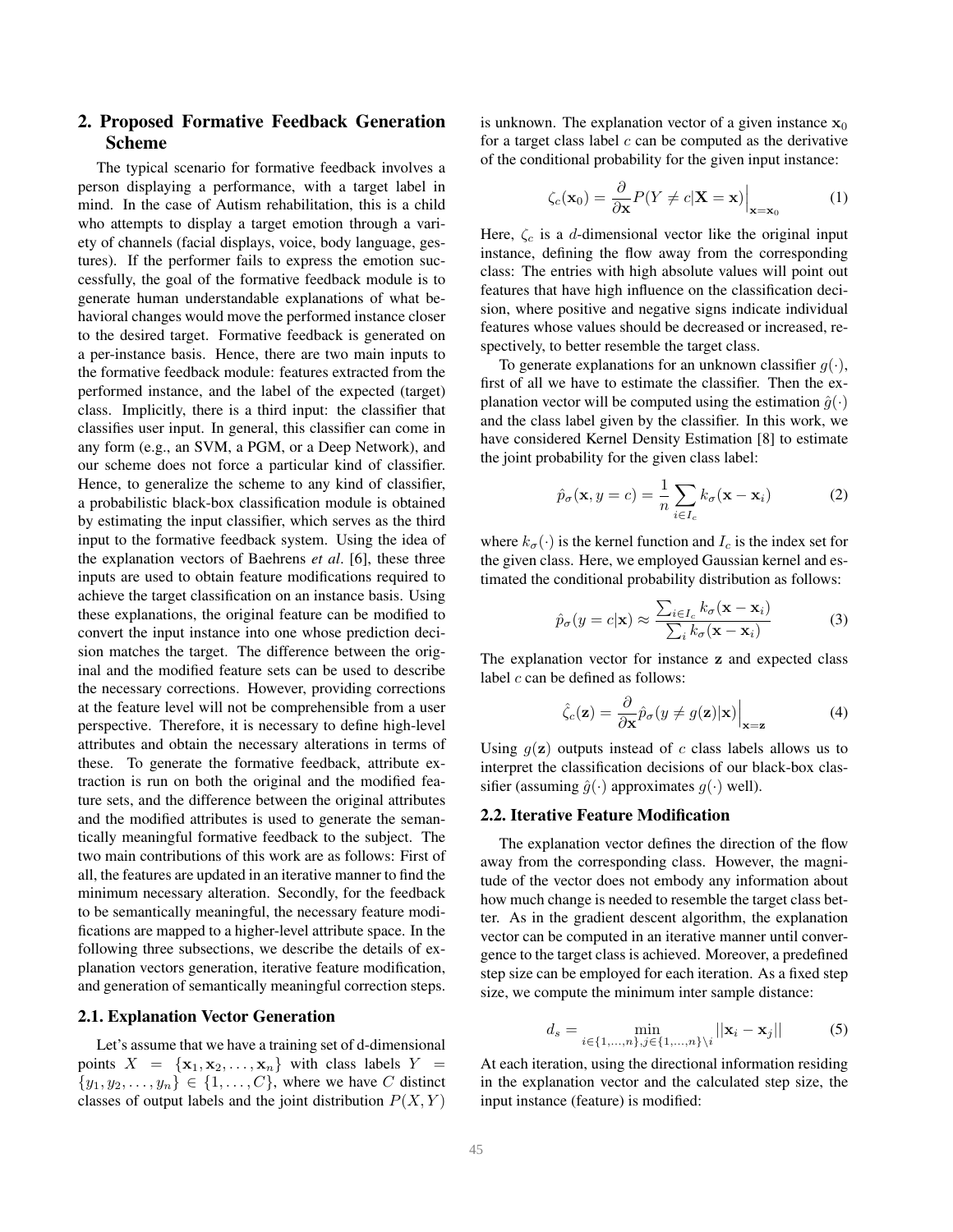## 2. Proposed Formative Feedback Generation Scheme

The typical scenario for formative feedback involves a person displaying a performance, with a target label in mind. In the case of Autism rehabilitation, this is a child who attempts to display a target emotion through a variety of channels (facial displays, voice, body language, gestures). If the performer fails to express the emotion successfully, the goal of the formative feedback module is to generate human understandable explanations of what behavioral changes would move the performed instance closer to the desired target. Formative feedback is generated on a per-instance basis. Hence, there are two main inputs to the formative feedback module: features extracted from the performed instance, and the label of the expected (target) class. Implicitly, there is a third input: the classifier that classifies user input. In general, this classifier can come in any form (e.g., an SVM, a PGM, or a Deep Network), and our scheme does not force a particular kind of classifier. Hence, to generalize the scheme to any kind of classifier, a probabilistic black-box classification module is obtained by estimating the input classifier, which serves as the third input to the formative feedback system. Using the idea of the explanation vectors of Baehrens *et al*. [6], these three inputs are used to obtain feature modifications required to achieve the target classification on an instance basis. Using these explanations, the original feature can be modified to convert the input instance into one whose prediction decision matches the target. The difference between the original and the modified feature sets can be used to describe the necessary corrections. However, providing corrections at the feature level will not be comprehensible from a user perspective. Therefore, it is necessary to define high-level attributes and obtain the necessary alterations in terms of these. To generate the formative feedback, attribute extraction is run on both the original and the modified feature sets, and the difference between the original attributes and the modified attributes is used to generate the semantically meaningful formative feedback to the subject. The two main contributions of this work are as follows: First of all, the features are updated in an iterative manner to find the minimum necessary alteration. Secondly, for the feedback to be semantically meaningful, the necessary feature modifications are mapped to a higher-level attribute space. In the following three subsections, we describe the details of explanation vectors generation, iterative feature modification, and generation of semantically meaningful correction steps.

### 2.1. Explanation Vector Generation

Let's assume that we have a training set of d-dimensional points $X = \{\mathbf{x}_1, \mathbf{x}_2, \ldots, \mathbf{x}_n\}$ with class labels $Y = \{y_1, y_2, \ldots, y_n\} \in \{1, \ldots, C\}$, where we have $C$ distinct classes of output labels and the joint distribution $P(X, Y)$ is unknown. The explanation vector of a given instance $\mathbf{x}_0$ for a target class label $c$ can be computed as the derivative of the conditional probability for the given input instance:

$$\zeta_c(\mathbf{x}_0) = \frac{\partial}{\partial \mathbf{x}} P(Y \neq c | \mathbf{X} = \mathbf{x})\Big|_{\mathbf{x}=\mathbf{x}_0} \tag{1}$$

Here, $\zeta_c$ is a $d$-dimensional vector like the original input instance, defining the flow away from the corresponding class: The entries with high absolute values will point out features that have high influence on the classification decision, where positive and negative signs indicate individual features whose values should be decreased or increased, respectively, to better resemble the target class.

To generate explanations for an unknown classifier $g(\cdot)$, first of all we have to estimate the classifier. Then the explanation vector will be computed using the estimation $\hat{g}(\cdot)$ and the class label given by the classifier. In this work, we have considered Kernel Density Estimation [8] to estimate the joint probability for the given class label:

$$\hat{p}_\sigma(\mathbf{x}, y = c) = \frac{1}{n} \sum_{i \in I_c} k_\sigma(\mathbf{x} - \mathbf{x}_i) \tag{2}$$

where $k_\sigma(\cdot)$ is the kernel function and $I_c$ is the index set for the given class. Here, we employed Gaussian kernel and estimated the conditional probability distribution as follows:

$$\hat{p}_\sigma(y = c | \mathbf{x}) \approx \frac{\sum_{i \in I_c} k_\sigma(\mathbf{x} - \mathbf{x}_i)}{\sum_i k_\sigma(\mathbf{x} - \mathbf{x}_i)} \tag{3}$$

The explanation vector for instance $\mathbf{z}$ and expected class label $c$ can be defined as follows:

$$\hat{\zeta}_c(\mathbf{z}) = \frac{\partial}{\partial \mathbf{x}} \hat{p}_\sigma(y \neq g(\mathbf{z}) | \mathbf{x})\Big|_{\mathbf{x}=\mathbf{z}} \tag{4}$$

Using $g(\mathbf{z})$ outputs instead of $c$ class labels allows us to interpret the classification decisions of our black-box classifier (assuming $\hat{g}(\cdot)$ approximates $g(\cdot)$ well).

### 2.2. Iterative Feature Modification

The explanation vector defines the direction of the flow away from the corresponding class. However, the magnitude of the vector does not embody any information about how much change is needed to resemble the target class better. As in the gradient descent algorithm, the explanation vector can be computed in an iterative manner until convergence to the target class is achieved. Moreover, a predefined step size can be employed for each iteration. As a fixed step size, we compute the minimum inter sample distance:

$$d_s = \min_{i \in \{1,\ldots,n\}, j \in \{1,\ldots,n\} \setminus i} ||\mathbf{x}_i - \mathbf{x}_j|| \tag{5}$$

At each iteration, using the directional information residing in the explanation vector and the calculated step size, the input instance (feature) is modified: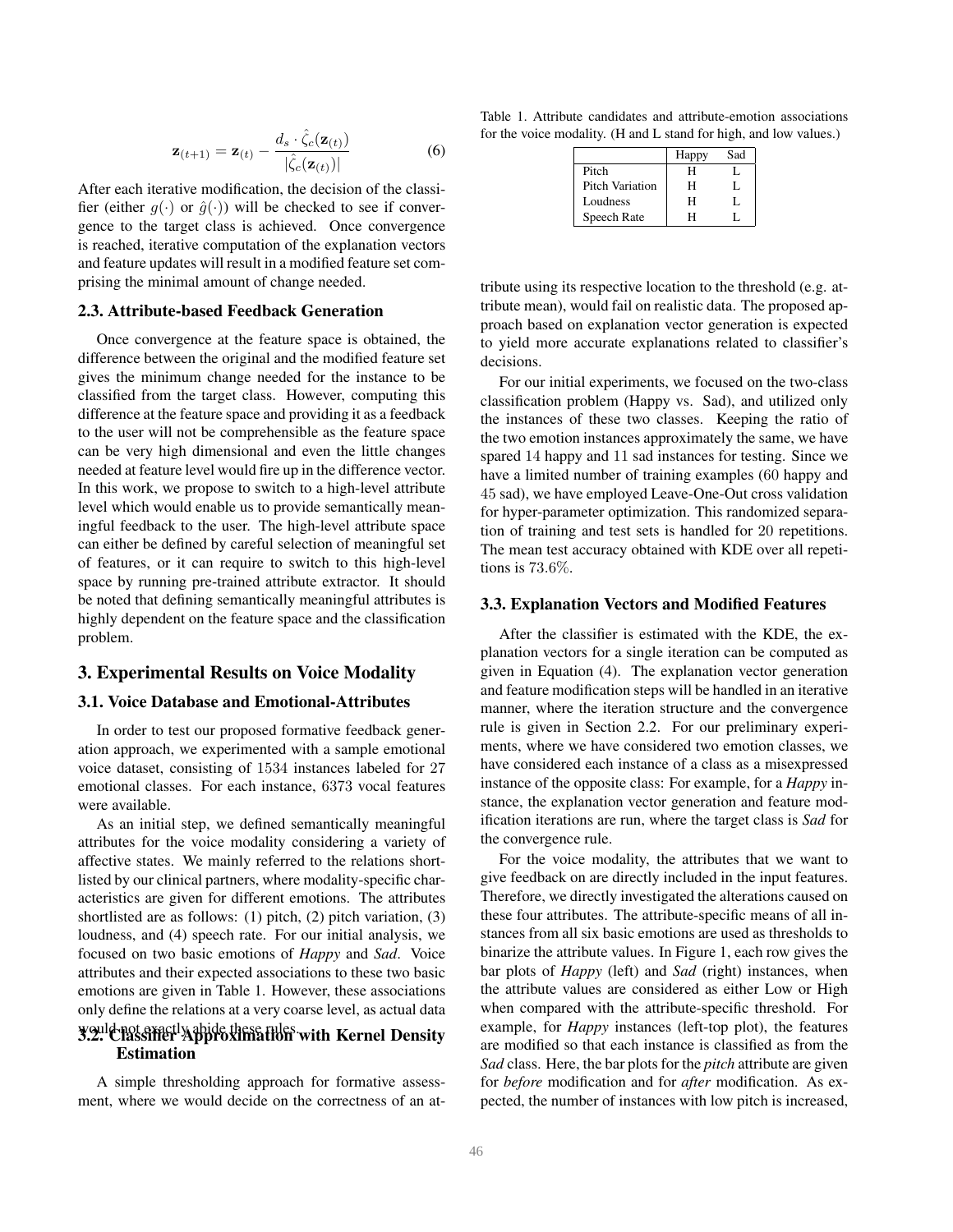$$\mathbf{z}_{(t+1)} = \mathbf{z}_{(t)} - \frac{d_s \cdot \hat{\zeta}_c(\mathbf{z}_{(t)})}{|\hat{\zeta}_c(\mathbf{z}_{(t)})|} \tag{6}$$

After each iterative modification, the decision of the classifier (either $g(\cdot)$ or $\hat{g}(\cdot)$) will be checked to see if convergence to the target class is achieved. Once convergence is reached, iterative computation of the explanation vectors and feature updates will result in a modified feature set comprising the minimal amount of change needed.

### 2.3. Attribute-based Feedback Generation

Once convergence at the feature space is obtained, the difference between the original and the modified feature set gives the minimum change needed for the instance to be classified from the target class. However, computing this difference at the feature space and providing it as a feedback to the user will not be comprehensible as the feature space can be very high dimensional and even the little changes needed at feature level would fire up in the difference vector. In this work, we propose to switch to a high-level attribute level which would enable us to provide semantically meaningful feedback to the user. The high-level attribute space can either be defined by careful selection of meaningful set of features, or it can require to switch to this high-level space by running pre-trained attribute extractor. It should be noted that defining semantically meaningful attributes is highly dependent on the feature space and the classification problem.

## 3. Experimental Results on Voice Modality

### 3.1. Voice Database and Emotional-Attributes

In order to test our proposed formative feedback generation approach, we experimented with a sample emotional voice dataset, consisting of 1534 instances labeled for 27 emotional classes. For each instance, 6373 vocal features were available.

As an initial step, we defined semantically meaningful attributes for the voice modality considering a variety of affective states. We mainly referred to the relations shortlisted by our clinical partners, where modality-specific characteristics are given for different emotions. The attributes shortlisted are as follows: (1) pitch, (2) pitch variation, (3) loudness, and (4) speech rate. For our initial analysis, we focused on two basic emotions of *Happy* and *Sad*. Voice attributes and their expected associations to these two basic emotions are given in Table 1. However, these associations only define the relations at a very coarse level, as actual data would not exactly abide these rules.

### 3.2. Classifier Approximation with Kernel Density Estimation

A simple thresholding approach for formative assessment, where we would decide on the correctness of an attribute using its respective location to the threshold (e.g. attribute mean), would fail on realistic data. The proposed approach based on explanation vector generation is expected to yield more accurate explanations related to classifier's decisions.

For our initial experiments, we focused on the two-class classification problem (Happy vs. Sad), and utilized only the instances of these two classes. Keeping the ratio of the two emotion instances approximately the same, we have spared 14 happy and 11 sad instances for testing. Since we have a limited number of training examples (60 happy and 45 sad), we have employed Leave-One-Out cross validation for hyper-parameter optimization. This randomized separation of training and test sets is handled for 20 repetitions. The mean test accuracy obtained with KDE over all repetitions is 73.6%.

Table 1. Attribute candidates and attribute-emotion associations for the voice modality. (H and L stand for high, and low values.)

| | Happy | Sad |
|---|---|---|
| Pitch | H | L |
| Pitch Variation | H | L |
| Loudness | H | L |
| Speech Rate | H | L |

### 3.3. Explanation Vectors and Modified Features

After the classifier is estimated with the KDE, the explanation vectors for a single iteration can be computed as given in Equation (4). The explanation vector generation and feature modification steps will be handled in an iterative manner, where the iteration structure and the convergence rule is given in Section 2.2. For our preliminary experiments, where we have considered two emotion classes, we have considered each instance of a class as a misexpressed instance of the opposite class: For example, for a *Happy* instance, the explanation vector generation and feature modification iterations are run, where the target class is *Sad* for the convergence rule.

For the voice modality, the attributes that we want to give feedback on are directly included in the input features. Therefore, we directly investigated the alterations caused on these four attributes. The attribute-specific means of all instances from all six basic emotions are used as thresholds to binarize the attribute values. In Figure 1, each row gives the bar plots of *Happy* (left) and *Sad* (right) instances, when the attribute values are considered as either Low or High when compared with the attribute-specific threshold. For example, for *Happy* instances (left-top plot), the features are modified so that each instance is classified as from the *Sad* class. Here, the bar plots for the *pitch* attribute are given for *before* modification and for *after* modification. As expected, the number of instances with low pitch is increased,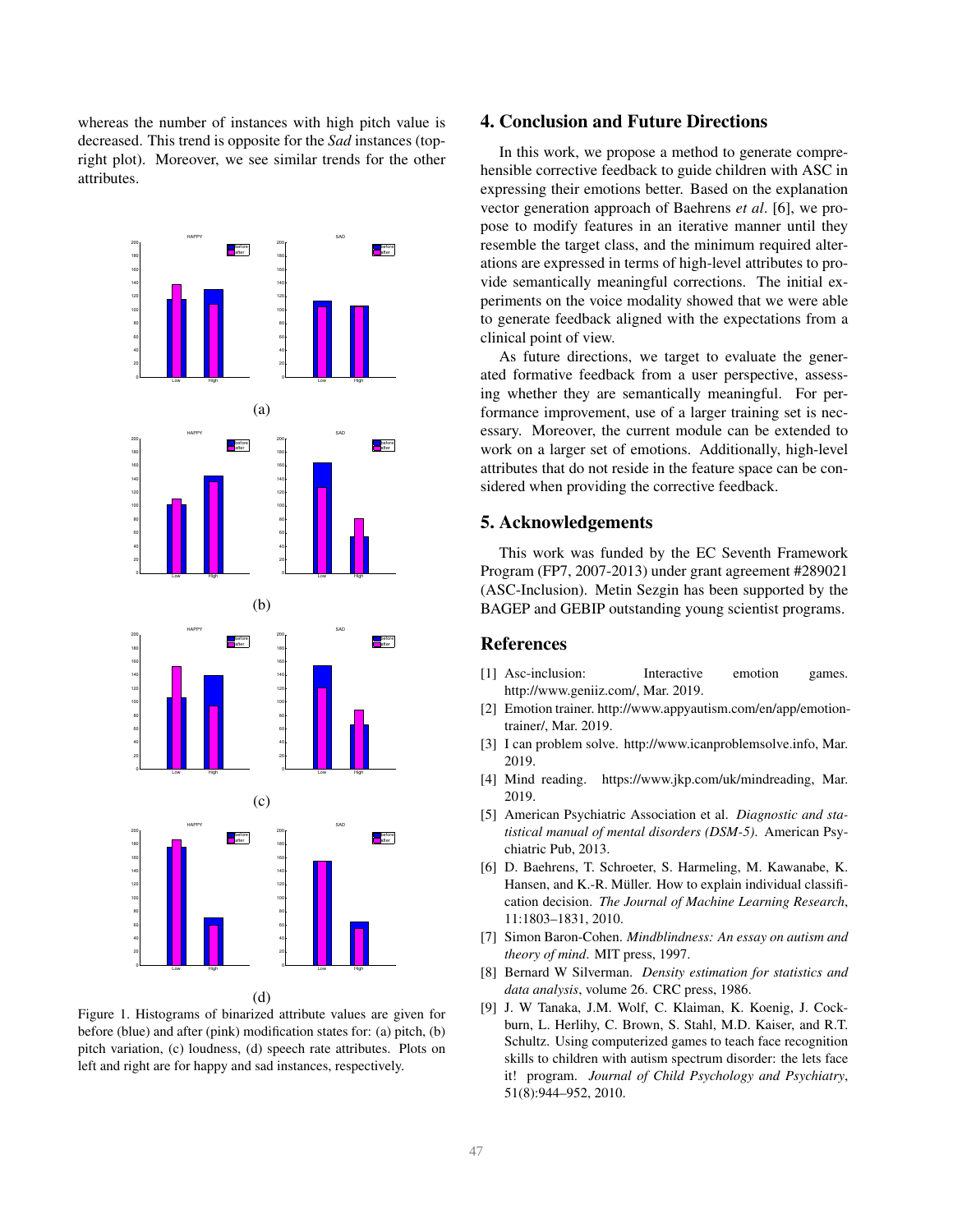whereas the number of instances with high pitch value is decreased. This trend is opposite for the *Sad* instances (top-right plot). Moreover, we see similar trends for the other attributes.

HAPPY
before
after
200
180
160
140
120
100
80
60
40
20
0
Low
High

SAD
before
after
200
180
160
140
120
100
80
60
40
20
0
Low
High

(a)

HAPPY
before
after
200
180
160
140
120
100
80
60
40
20
0
Low
High

SAD
before
after
200
180
160
140
120
100
80
60
40
20
0
Low
High

(b)

HAPPY
before
after
200
180
160
140
120
100
80
60
40
20
0
Low
High

SAD
before
after
200
180
160
140
120
100
80
60
40
20
0
Low
High

(c)

HAPPY
before
after
200
180
160
140
120
100
80
60
40
20
0
Low
High

SAD
before
after
200
180
160
140
120
100
80
60
40
20
0
Low
High

(d)

Figure 1. Histograms of binarized attribute values are given for before (blue) and after (pink) modification states for: (a) pitch, (b) pitch variation, (c) loudness, (d) speech rate attributes. Plots on left and right are for happy and sad instances, respectively.

## 4. Conclusion and Future Directions

In this work, we propose a method to generate comprehensible corrective feedback to guide children with ASC in expressing their emotions better. Based on the explanation vector generation approach of Baehrens *et al*. [6], we propose to modify features in an iterative manner until they resemble the target class, and the minimum required alterations are expressed in terms of high-level attributes to provide semantically meaningful corrections. The initial experiments on the voice modality showed that we were able to generate feedback aligned with the expectations from a clinical point of view.

As future directions, we target to evaluate the generated formative feedback from a user perspective, assessing whether they are semantically meaningful. For performance improvement, use of a larger training set is necessary. Moreover, the current module can be extended to work on a larger set of emotions. Additionally, high-level attributes that do not reside in the feature space can be considered when providing the corrective feedback.

## 5. Acknowledgements

This work was funded by the EC Seventh Framework Program (FP7, 2007-2013) under grant agreement #289021 (ASC-Inclusion). Metin Sezgin has been supported by the BAGEP and GEBIP outstanding young scientist programs.

## References

[1] Asc-inclusion: Interactive emotion games. http://www.geniiz.com/, Mar. 2019.

[2] Emotion trainer. http://www.appyautism.com/en/app/emotion-trainer/, Mar. 2019.

[3] I can problem solve. http://www.icanproblemsolve.info, Mar. 2019.

[4] Mind reading. https://www.jkp.com/uk/mindreading, Mar. 2019.

[5] American Psychiatric Association et al. *Diagnostic and statistical manual of mental disorders (DSM-5)*. American Psychiatric Pub, 2013.

[6] D. Baehrens, T. Schroeter, S. Harmeling, M. Kawanabe, K. Hansen, and K.-R. Müller. How to explain individual classification decision. *The Journal of Machine Learning Research*, 11:1803–1831, 2010.

[7] Simon Baron-Cohen. *Mindblindness: An essay on autism and theory of mind*. MIT press, 1997.

[8] Bernard W Silverman. *Density estimation for statistics and data analysis*, volume 26. CRC press, 1986.

[9] J. W Tanaka, J.M. Wolf, C. Klaiman, K. Koenig, J. Cockburn, L. Herlihy, C. Brown, S. Stahl, M.D. Kaiser, and R.T. Schultz. Using computerized games to teach face recognition skills to children with autism spectrum disorder: the lets face it! program. *Journal of Child Psychology and Psychiatry*, 51(8):944–952, 2010.